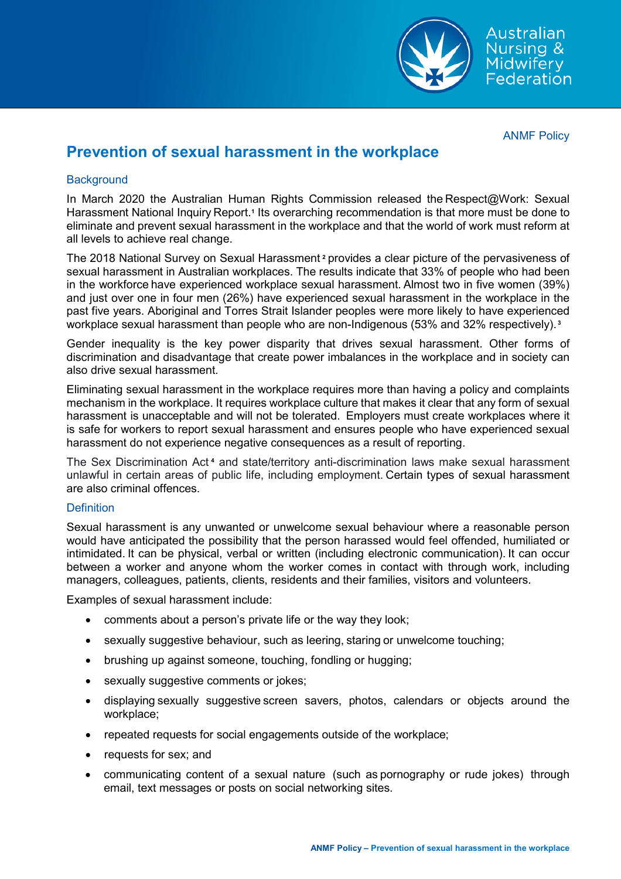ANMF Policy

# Prevention of sexual harassment in the workplace

## Background

In March 2020 the Australian Human Rights Commission released the Respect@Work: Sexual Harassment National Inquiry Report.[1] Its overarching recommendation is that more must be done to eliminate and prevent sexual harassment in the workplace and that the world of work must reform at all levels to achieve real change.

The 2018 National Survey on Sexual Harassment[2] provides a clear picture of the pervasiveness of sexual harassment in Australian workplaces. The results indicate that 33% of people who had been in the workforce have experienced workplace sexual harassment. Almost two in five women (39%) and just over one in four men (26%) have experienced sexual harassment in the workplace in the past five years. Aboriginal and Torres Strait Islander peoples were more likely to have experienced workplace sexual harassment than people who are non-Indigenous (53% and 32% respectively).[3]

Gender inequality is the key power disparity that drives sexual harassment. Other forms of discrimination and disadvantage that create power imbalances in the workplace and in society can also drive sexual harassment.

Eliminating sexual harassment in the workplace requires more than having a policy and complaints mechanism in the workplace. It requires workplace culture that makes it clear that any form of sexual harassment is unacceptable and will not be tolerated. Employers must create workplaces where it is safe for workers to report sexual harassment and ensures people who have experienced sexual harassment do not experience negative consequences as a result of reporting.

The Sex Discrimination Act[4] and state/territory anti-discrimination laws make sexual harassment unlawful in certain areas of public life, including employment. Certain types of sexual harassment are also criminal offences.

## Definition

Sexual harassment is any unwanted or unwelcome sexual behaviour where a reasonable person would have anticipated the possibility that the person harassed would feel offended, humiliated or intimidated. It can be physical, verbal or written (including electronic communication). It can occur between a worker and anyone whom the worker comes in contact with through work, including managers, colleagues, patients, clients, residents and their families, visitors and volunteers.

Examples of sexual harassment include:

- comments about a person's private life or the way they look;
- sexually suggestive behaviour, such as leering, staring or unwelcome touching;
- brushing up against someone, touching, fondling or hugging;
- sexually suggestive comments or jokes;
- displaying sexually suggestive screen savers, photos, calendars or objects around the workplace;
- repeated requests for social engagements outside of the workplace;
- requests for sex; and
- communicating content of a sexual nature (such as pornography or rude jokes) through email, text messages or posts on social networking sites.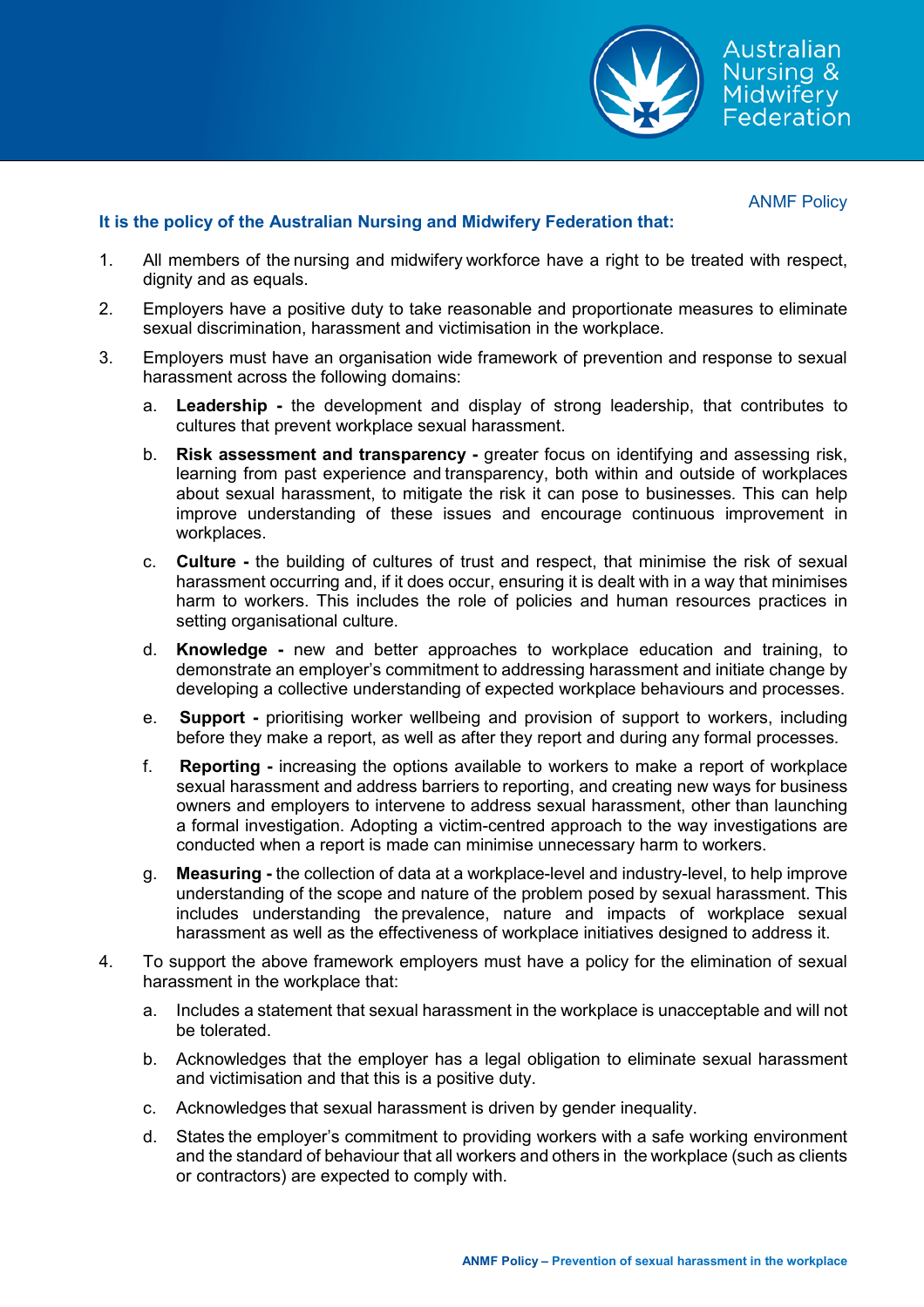ANMF Policy

**It is the policy of the Australian Nursing and Midwifery Federation that:**

1. All members of the nursing and midwifery workforce have a right to be treated with respect, dignity and as equals.

2. Employers have a positive duty to take reasonable and proportionate measures to eliminate sexual discrimination, harassment and victimisation in the workplace.

3. Employers must have an organisation wide framework of prevention and response to sexual harassment across the following domains:

   a. **Leadership -** the development and display of strong leadership, that contributes to cultures that prevent workplace sexual harassment.

   b. **Risk assessment and transparency -** greater focus on identifying and assessing risk, learning from past experience and transparency, both within and outside of workplaces about sexual harassment, to mitigate the risk it can pose to businesses. This can help improve understanding of these issues and encourage continuous improvement in workplaces.

   c. **Culture -** the building of cultures of trust and respect, that minimise the risk of sexual harassment occurring and, if it does occur, ensuring it is dealt with in a way that minimises harm to workers. This includes the role of policies and human resources practices in setting organisational culture.

   d. **Knowledge -** new and better approaches to workplace education and training, to demonstrate an employer's commitment to addressing harassment and initiate change by developing a collective understanding of expected workplace behaviours and processes.

   e. **Support -** prioritising worker wellbeing and provision of support to workers, including before they make a report, as well as after they report and during any formal processes.

   f. **Reporting -** increasing the options available to workers to make a report of workplace sexual harassment and address barriers to reporting, and creating new ways for business owners and employers to intervene to address sexual harassment, other than launching a formal investigation. Adopting a victim-centred approach to the way investigations are conducted when a report is made can minimise unnecessary harm to workers.

   g. **Measuring -** the collection of data at a workplace-level and industry-level, to help improve understanding of the scope and nature of the problem posed by sexual harassment. This includes understanding the prevalence, nature and impacts of workplace sexual harassment as well as the effectiveness of workplace initiatives designed to address it.

4. To support the above framework employers must have a policy for the elimination of sexual harassment in the workplace that:

   a. Includes a statement that sexual harassment in the workplace is unacceptable and will not be tolerated.

   b. Acknowledges that the employer has a legal obligation to eliminate sexual harassment and victimisation and that this is a positive duty.

   c. Acknowledges that sexual harassment is driven by gender inequality.

   d. States the employer's commitment to providing workers with a safe working environment and the standard of behaviour that all workers and others in the workplace (such as clients or contractors) are expected to comply with.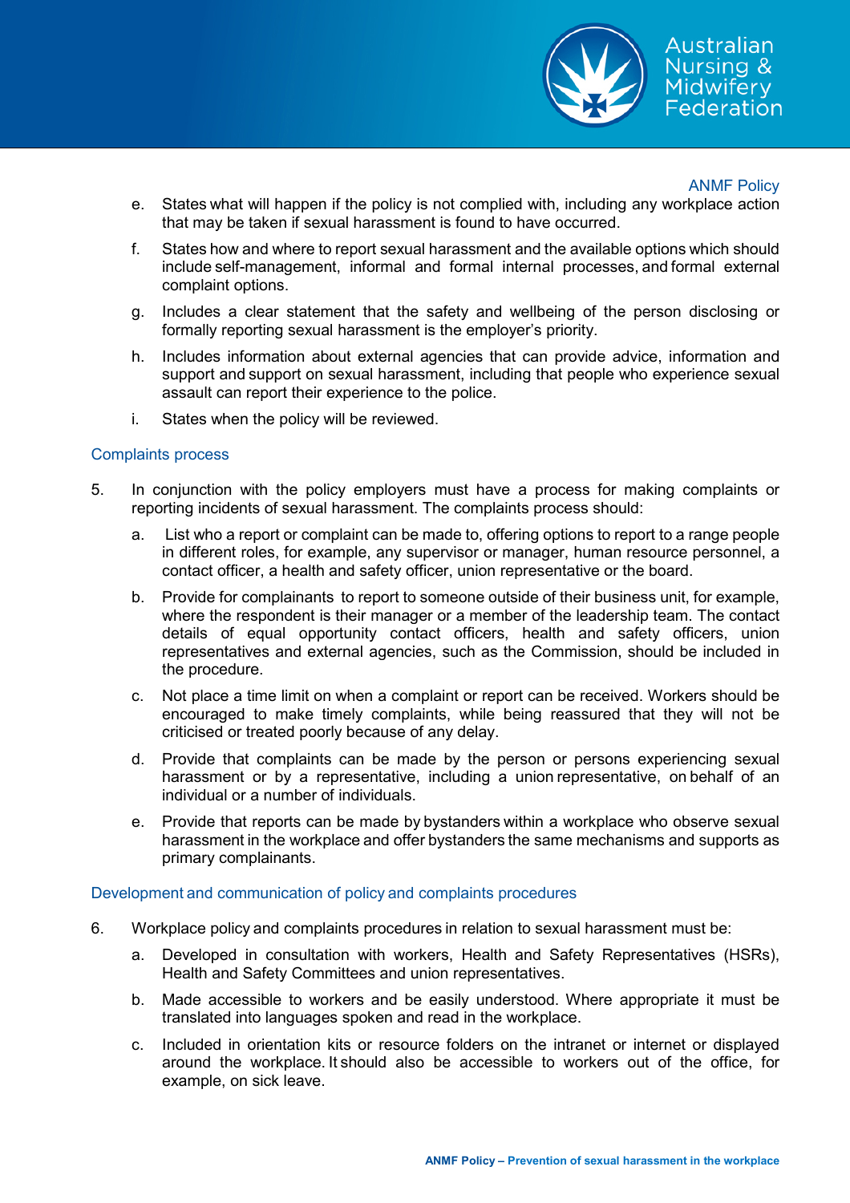e. States what will happen if the policy is not complied with, including any workplace action that may be taken if sexual harassment is found to have occurred.

f. States how and where to report sexual harassment and the available options which should include self-management, informal and formal internal processes, and formal external complaint options.

g. Includes a clear statement that the safety and wellbeing of the person disclosing or formally reporting sexual harassment is the employer's priority.

h. Includes information about external agencies that can provide advice, information and support and support on sexual harassment, including that people who experience sexual assault can report their experience to the police.

i. States when the policy will be reviewed.

## Complaints process

5. In conjunction with the policy employers must have a process for making complaints or reporting incidents of sexual harassment. The complaints process should:

   a. List who a report or complaint can be made to, offering options to report to a range people in different roles, for example, any supervisor or manager, human resource personnel, a contact officer, a health and safety officer, union representative or the board.

   b. Provide for complainants to report to someone outside of their business unit, for example, where the respondent is their manager or a member of the leadership team. The contact details of equal opportunity contact officers, health and safety officers, union representatives and external agencies, such as the Commission, should be included in the procedure.

   c. Not place a time limit on when a complaint or report can be received. Workers should be encouraged to make timely complaints, while being reassured that they will not be criticised or treated poorly because of any delay.

   d. Provide that complaints can be made by the person or persons experiencing sexual harassment or by a representative, including a union representative, on behalf of an individual or a number of individuals.

   e. Provide that reports can be made by bystanders within a workplace who observe sexual harassment in the workplace and offer bystanders the same mechanisms and supports as primary complainants.

## Development and communication of policy and complaints procedures

6. Workplace policy and complaints procedures in relation to sexual harassment must be:

   a. Developed in consultation with workers, Health and Safety Representatives (HSRs), Health and Safety Committees and union representatives.

   b. Made accessible to workers and be easily understood. Where appropriate it must be translated into languages spoken and read in the workplace.

   c. Included in orientation kits or resource folders on the intranet or internet or displayed around the workplace. It should also be accessible to workers out of the office, for example, on sick leave.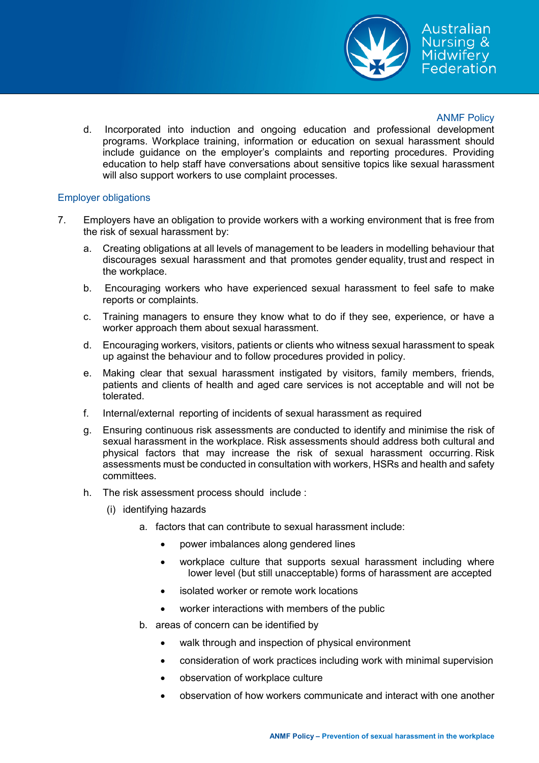d. Incorporated into induction and ongoing education and professional development programs. Workplace training, information or education on sexual harassment should include guidance on the employer's complaints and reporting procedures. Providing education to help staff have conversations about sensitive topics like sexual harassment will also support workers to use complaint processes.

### Employer obligations

7. Employers have an obligation to provide workers with a working environment that is free from the risk of sexual harassment by:

   a. Creating obligations at all levels of management to be leaders in modelling behaviour that discourages sexual harassment and that promotes gender equality, trust and respect in the workplace.

   b. Encouraging workers who have experienced sexual harassment to feel safe to make reports or complaints.

   c. Training managers to ensure they know what to do if they see, experience, or have a worker approach them about sexual harassment.

   d. Encouraging workers, visitors, patients or clients who witness sexual harassment to speak up against the behaviour and to follow procedures provided in policy.

   e. Making clear that sexual harassment instigated by visitors, family members, friends, patients and clients of health and aged care services is not acceptable and will not be tolerated.

   f. Internal/external reporting of incidents of sexual harassment as required

   g. Ensuring continuous risk assessments are conducted to identify and minimise the risk of sexual harassment in the workplace. Risk assessments should address both cultural and physical factors that may increase the risk of sexual harassment occurring. Risk assessments must be conducted in consultation with workers, HSRs and health and safety committees.

   h. The risk assessment process should include :

      (i) identifying hazards

         a. factors that can contribute to sexual harassment include:

            - power imbalances along gendered lines
            - workplace culture that supports sexual harassment including where lower level (but still unacceptable) forms of harassment are accepted
            - isolated worker or remote work locations
            - worker interactions with members of the public

         b. areas of concern can be identified by

            - walk through and inspection of physical environment
            - consideration of work practices including work with minimal supervision
            - observation of workplace culture
            - observation of how workers communicate and interact with one another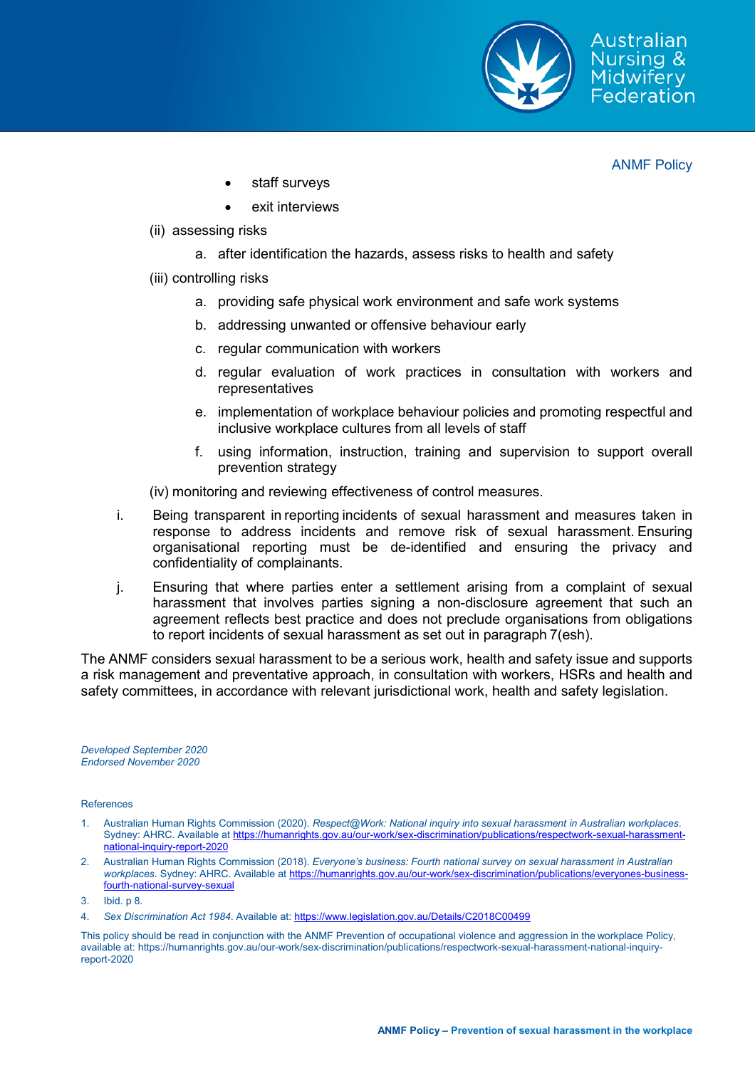- staff surveys
- exit interviews

(ii) assessing risks

a. after identification the hazards, assess risks to health and safety

(iii) controlling risks

a. providing safe physical work environment and safe work systems

b. addressing unwanted or offensive behaviour early

c. regular communication with workers

d. regular evaluation of work practices in consultation with workers and representatives

e. implementation of workplace behaviour policies and promoting respectful and inclusive workplace cultures from all levels of staff

f. using information, instruction, training and supervision to support overall prevention strategy

(iv) monitoring and reviewing effectiveness of control measures.

i. Being transparent in reporting incidents of sexual harassment and measures taken in response to address incidents and remove risk of sexual harassment. Ensuring organisational reporting must be de-identified and ensuring the privacy and confidentiality of complainants.

j. Ensuring that where parties enter a settlement arising from a complaint of sexual harassment that involves parties signing a non-disclosure agreement that such an agreement reflects best practice and does not preclude organisations from obligations to report incidents of sexual harassment as set out in paragraph 7(esh).

The ANMF considers sexual harassment to be a serious work, health and safety issue and supports a risk management and preventative approach, in consultation with workers, HSRs and health and safety committees, in accordance with relevant jurisdictional work, health and safety legislation.

*Developed September 2020*
*Endorsed November 2020*

References

1. Australian Human Rights Commission (2020). *Respect@Work: National inquiry into sexual harassment in Australian workplaces*. Sydney: AHRC. Available at https://humanrights.gov.au/our-work/sex-discrimination/publications/respectwork-sexual-harassment-national-inquiry-report-2020
2. Australian Human Rights Commission (2018). *Everyone's business: Fourth national survey on sexual harassment in Australian workplaces*. Sydney: AHRC. Available at https://humanrights.gov.au/our-work/sex-discrimination/publications/everyones-business-fourth-national-survey-sexual
3. Ibid. p 8.
4. *Sex Discrimination Act 1984*. Available at: https://www.legislation.gov.au/Details/C2018C00499

This policy should be read in conjunction with the ANMF Prevention of occupational violence and aggression in the workplace Policy, available at: https://humanrights.gov.au/our-work/sex-discrimination/publications/respectwork-sexual-harassment-national-inquiry-report-2020